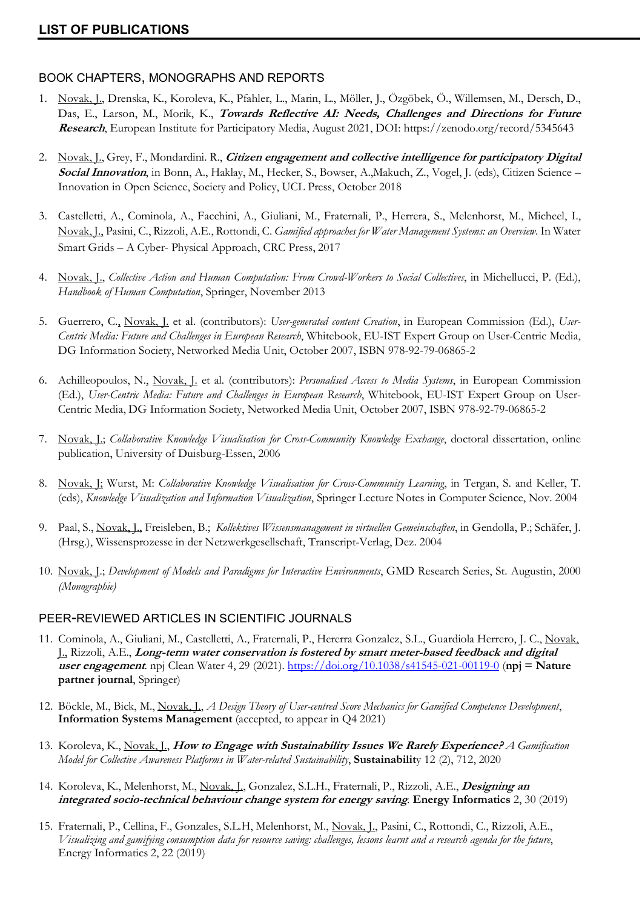## LIST OF PUBLICATIONS

### BOOK CHAPTERS, MONOGRAPHS AND REPORTS

1. Novak, J., Drenska, K., Koroleva, K., Pfahler, L., Marin, L., Möller, J., Özgöbek, Ö., Willemsen, M., Dersch, D., Das, E., Larson, M., Morik, K., ***Towards Reflective AI: Needs, Challenges and Directions for Future Research***, European Institute for Participatory Media, August 2021, DOI: https://zenodo.org/record/5345643

2. Novak, J., Grey, F., Mondardini. R., ***Citizen engagement and collective intelligence for participatory Digital Social Innovation***, in Bonn, A., Haklay, M., Hecker, S., Bowser, A.,Makuch, Z., Vogel, J. (eds), Citizen Science – Innovation in Open Science, Society and Policy, UCL Press, October 2018

3. Castelletti, A., Cominola, A., Facchini, A., Giuliani, M., Fraternali, P., Herrera, S., Melenhorst, M., Micheel, I., Novak, J., Pasini, C., Rizzoli, A.E., Rottondi, C. *Gamified approaches for Water Management Systems: an Overview.* In Water Smart Grids – A Cyber- Physical Approach, CRC Press, 2017

4. Novak, J., *Collective Action and Human Computation: From Crowd-Workers to Social Collectives*, in Michellucci, P. (Ed.), *Handbook of Human Computation*, Springer, November 2013

5. Guerrero, C., Novak, J. et al. (contributors): *User-generated content Creation*, in European Commission (Ed.), *User-Centric Media: Future and Challenges in European Research*, Whitebook, EU-IST Expert Group on User-Centric Media, DG Information Society, Networked Media Unit, October 2007, ISBN 978-92-79-06865-2

6. Achilleopoulos, N., Novak, J. et al. (contributors): *Personalised Access to Media Systems*, in European Commission (Ed.), *User-Centric Media: Future and Challenges in European Research*, Whitebook, EU-IST Expert Group on User-Centric Media, DG Information Society, Networked Media Unit, October 2007, ISBN 978-92-79-06865-2

7. Novak, J.; *Collaborative Knowledge Visualisation for Cross-Community Knowledge Exchange*, doctoral dissertation, online publication, University of Duisburg-Essen, 2006

8. Novak, J; Wurst, M: *Collaborative Knowledge Visualisation for Cross-Community Learning*, in Tergan, S. and Keller, T. (eds), *Knowledge Visualization and Information Visualization*, Springer Lecture Notes in Computer Science, Nov. 2004

9. Paal, S., Novak, J., Freisleben, B.; *Kollektives Wissensmanagement in virtuellen Gemeinschaften*, in Gendolla, P.; Schäfer, J. (Hrsg.), Wissensprozesse in der Netzwerkgesellschaft, Transcript-Verlag, Dez. 2004

10. Novak, J.; *Development of Models and Paradigms for Interactive Environments*, GMD Research Series, St. Augustin, 2000 *(Monographie)*

### PEER-REVIEWED ARTICLES IN SCIENTIFIC JOURNALS

11. Cominola, A., Giuliani, M., Castelletti, A., Fraternali, P., Hererra Gonzalez, S.L., Guardiola Herrero, J. C., Novak, J., Rizzoli, A.E., ***Long-term water conservation is fostered by smart meter-based feedback and digital user engagement***. npj Clean Water 4, 29 (2021). https://doi.org/10.1038/s41545-021-00119-0 (**npj = Nature partner journal**, Springer)

12. Böckle, M., Bick, M., Novak, J., *A Design Theory of User-centred Score Mechanics for Gamified Competence Development*, **Information Systems Management** (accepted, to appear in Q4 2021)

13. Koroleva, K., Novak, J., ***How to Engage with Sustainability Issues We Rarely Experience?*** *A Gamification Model for Collective Awareness Platforms in Water-related Sustainability*, **Sustainability** 12 (2), 712, 2020

14. Koroleva, K., Melenhorst, M., Novak, J., Gonzalez, S.L.H., Fraternali, P., Rizzoli, A.E., ***Designing an integrated socio-technical behaviour change system for energy saving***. **Energy Informatics** 2, 30 (2019)

15. Fraternali, P., Cellina, F., Gonzales, S.L.H, Melenhorst, M., Novak, J., Pasini, C., Rottondi, C., Rizzoli, A.E., *Visualizing and gamifying consumption data for resource saving: challenges, lessons learnt and a research agenda for the future*, Energy Informatics 2, 22 (2019)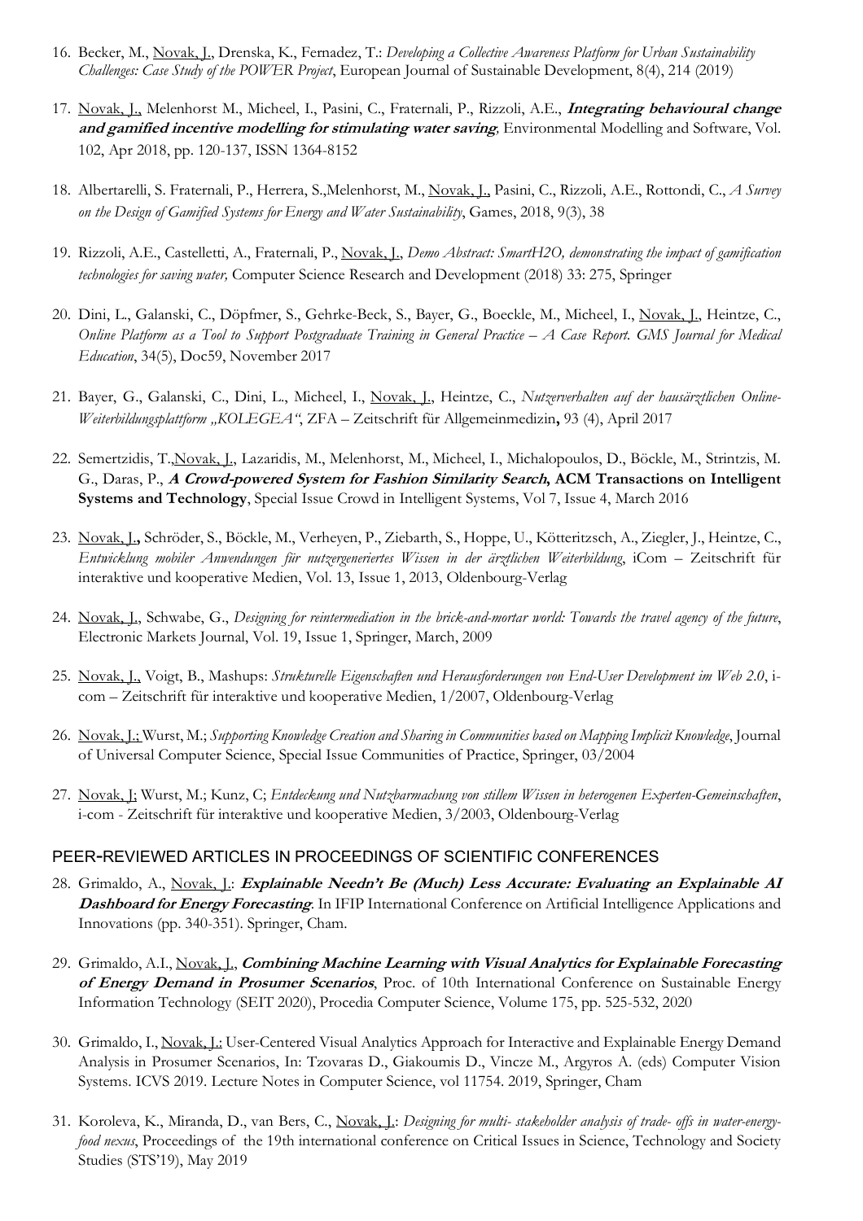16. Becker, M., Novak, J., Drenska, K., Fernadez, T.: *Developing a Collective Awareness Platform for Urban Sustainability Challenges: Case Study of the POWER Project*, European Journal of Sustainable Development, 8(4), 214 (2019)

17. Novak, J., Melenhorst M., Micheel, I., Pasini, C., Fraternali, P., Rizzoli, A.E., ***Integrating behavioural change and gamified incentive modelling for stimulating water saving***, Environmental Modelling and Software, Vol. 102, Apr 2018, pp. 120-137, ISSN 1364-8152

18. Albertarelli, S. Fraternali, P., Herrera, S.,Melenhorst, M., Novak, J., Pasini, C., Rizzoli, A.E., Rottondi, C., *A Survey on the Design of Gamified Systems for Energy and Water Sustainability*, Games, 2018, 9(3), 38

19. Rizzoli, A.E., Castelletti, A., Fraternali, P., Novak, J., *Demo Abstract: SmartH2O, demonstrating the impact of gamification technologies for saving water,* Computer Science Research and Development (2018) 33: 275, Springer

20. Dini, L., Galanski, C., Döpfmer, S., Gehrke-Beck, S., Bayer, G., Boeckle, M., Micheel, I., Novak, J., Heintze, C., *Online Platform as a Tool to Support Postgraduate Training in General Practice – A Case Report. GMS Journal for Medical Education*, 34(5), Doc59, November 2017

21. Bayer, G., Galanski, C., Dini, L., Micheel, I., Novak, J., Heintze, C., *Nutzerverhalten auf der hausärztlichen Online-Weiterbildungsplattform „KOLEGEA"*, ZFA – Zeitschrift für Allgemeinmedizin**,** 93 (4), April 2017

22. Semertzidis, T.,Novak, J., Lazaridis, M., Melenhorst, M., Micheel, I., Michalopoulos, D., Böckle, M., Strintzis, M. G., Daras, P., ***A Crowd-powered System for Fashion Similarity Search*, ACM Transactions on Intelligent Systems and Technology**, Special Issue Crowd in Intelligent Systems, Vol 7, Issue 4, March 2016

23. Novak, J.**,** Schröder, S., Böckle, M., Verheyen, P., Ziebarth, S., Hoppe, U., Kötteritzsch, A., Ziegler, J., Heintze, C., *Entwicklung mobiler Anwendungen für nutzergeneriertes Wissen in der ärztlichen Weiterbildung*, iCom – Zeitschrift für interaktive und kooperative Medien, Vol. 13, Issue 1, 2013, Oldenbourg-Verlag

24. Novak, J., Schwabe, G., *Designing for reintermediation in the brick-and-mortar world: Towards the travel agency of the future*, Electronic Markets Journal, Vol. 19, Issue 1, Springer, March, 2009

25. Novak, J., Voigt, B., Mashups: *Strukturelle Eigenschaften und Herausforderungen von End-User Development im Web 2.0*, i-com – Zeitschrift für interaktive und kooperative Medien, 1/2007, Oldenbourg-Verlag

26. Novak, J.; Wurst, M.; *Supporting Knowledge Creation and Sharing in Communities based on Mapping Implicit Knowledge*, Journal of Universal Computer Science, Special Issue Communities of Practice, Springer, 03/2004

27. Novak, J; Wurst, M.; Kunz, C; *Entdeckung und Nutzbarmachung von stillem Wissen in heterogenen Experten-Gemeinschaften*, i-com - Zeitschrift für interaktive und kooperative Medien, 3/2003, Oldenbourg-Verlag

## PEER-REVIEWED ARTICLES IN PROCEEDINGS OF SCIENTIFIC CONFERENCES

28. Grimaldo, A., Novak, J.: ***Explainable Needn't Be (Much) Less Accurate: Evaluating an Explainable AI Dashboard for Energy Forecasting***. In IFIP International Conference on Artificial Intelligence Applications and Innovations (pp. 340-351). Springer, Cham.

29. Grimaldo, A.I., Novak, J., ***Combining Machine Learning with Visual Analytics for Explainable Forecasting of Energy Demand in Prosumer Scenarios***, Proc. of 10th International Conference on Sustainable Energy Information Technology (SEIT 2020), Procedia Computer Science, Volume 175, pp. 525-532, 2020

30. Grimaldo, I., Novak, J.: User-Centered Visual Analytics Approach for Interactive and Explainable Energy Demand Analysis in Prosumer Scenarios, In: Tzovaras D., Giakoumis D., Vincze M., Argyros A. (eds) Computer Vision Systems. ICVS 2019. Lecture Notes in Computer Science, vol 11754. 2019, Springer, Cham

31. Koroleva, K., Miranda, D., van Bers, C., Novak, J.: *Designing for multi- stakeholder analysis of trade- offs in water-energy-food nexus*, Proceedings of the 19th international conference on Critical Issues in Science, Technology and Society Studies (STS'19), May 2019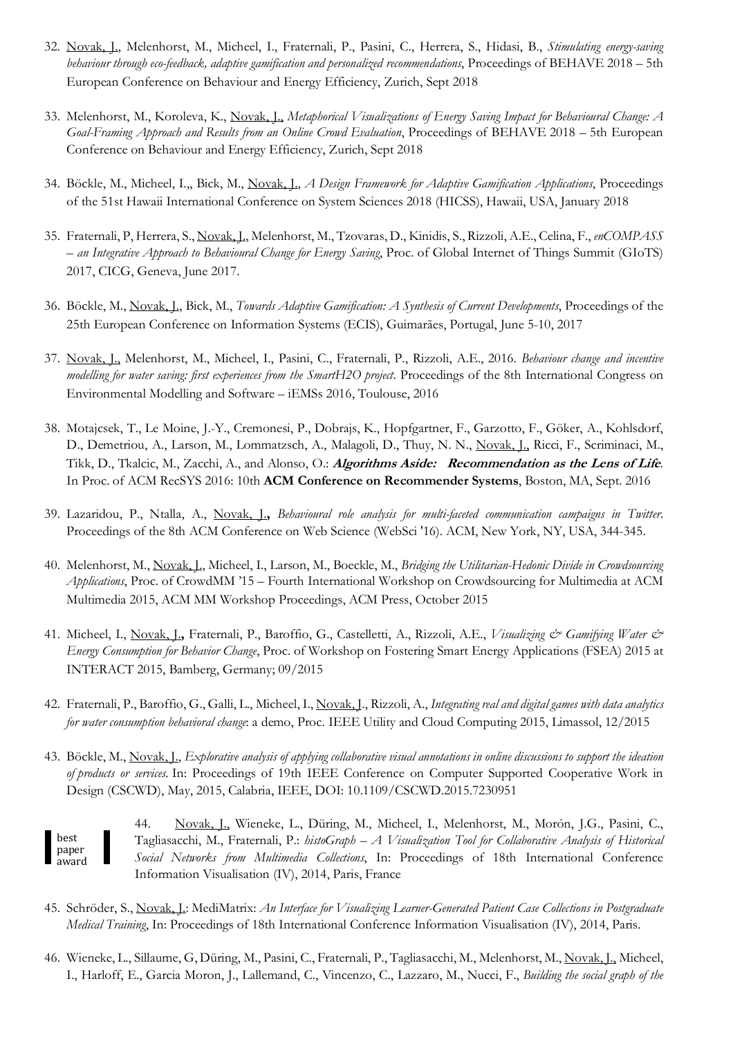32. Novak, J., Melenhorst, M., Micheel, I., Fraternali, P., Pasini, C., Herrera, S., Hidasi, B., *Stimulating energy-saving behaviour through eco-feedback, adaptive gamification and personalized recommendations*, Proceedings of BEHAVE 2018 – 5th European Conference on Behaviour and Energy Efficiency, Zurich, Sept 2018

33. Melenhorst, M., Koroleva, K., Novak, J., *Metaphorical Visualizations of Energy Saving Impact for Behavioural Change: A Goal-Framing Approach and Results from an Online Crowd Evaluation*, Proceedings of BEHAVE 2018 – 5th European Conference on Behaviour and Energy Efficiency, Zurich, Sept 2018

34. Böckle, M., Micheel, I.,, Bick, M., Novak, J., *A Design Framework for Adaptive Gamification Applications*, Proceedings of the 51st Hawaii International Conference on System Sciences 2018 (HICSS), Hawaii, USA, January 2018

35. Fraternali, P, Herrera, S., Novak, J., Melenhorst, M., Tzovaras, D., Kinidis, S., Rizzoli, A.E., Celina, F., *enCOMPASS – an Integrative Approach to Behavioural Change for Energy Saving*, Proc. of Global Internet of Things Summit (GIoTS) 2017, CICG, Geneva, June 2017.

36. Böckle, M., Novak, J., Bick, M., *Towards Adaptive Gamification: A Synthesis of Current Developments*, Proceedings of the 25th European Conference on Information Systems (ECIS), Guimarães, Portugal, June 5-10, 2017

37. Novak, J., Melenhorst, M., Micheel, I., Pasini, C., Fraternali, P., Rizzoli, A.E., 2016. *Behaviour change and incentive modelling for water saving: first experiences from the SmartH2O project*. Proceedings of the 8th International Congress on Environmental Modelling and Software – iEMSs 2016, Toulouse, 2016

38. Motajcsek, T., Le Moine, J.-Y., Cremonesi, P., Dobrajs, K., Hopfgartner, F., Garzotto, F., Göker, A., Kohlsdorf, D., Demetriou, A., Larson, M., Lommatzsch, A., Malagoli, D., Thuy, N. N., Novak, J., Ricci, F., Scriminaci, M., Tikk, D., Tkalcic, M., Zacchi, A., and Alonso, O.: ***Algorithms Aside: Recommendation as the Lens of Life***. In Proc. of ACM RecSYS 2016: 10th **ACM Conference on Recommender Systems**, Boston, MA, Sept. 2016

39. Lazaridou, P., Ntalla, A., Novak, J., *Behavioural role analysis for multi-faceted communication campaigns in Twitter*. Proceedings of the 8th ACM Conference on Web Science (WebSci '16). ACM, New York, NY, USA, 344-345.

40. Melenhorst, M., Novak, J., Micheel, I., Larson, M., Boeckle, M., *Bridging the Utilitarian-Hedonic Divide in Crowdsourcing Applications*, Proc. of CrowdMM '15 – Fourth International Workshop on Crowdsourcing for Multimedia at ACM Multimedia 2015, ACM MM Workshop Proceedings, ACM Press, October 2015

41. Micheel, I., Novak, J., Fraternali, P., Baroffio, G., Castelletti, A., Rizzoli, A.E., *Visualizing & Gamifying Water & Energy Consumption for Behavior Change*, Proc. of Workshop on Fostering Smart Energy Applications (FSEA) 2015 at INTERACT 2015, Bamberg, Germany; 09/2015

42. Fraternali, P., Baroffio, G., Galli, L., Micheel, I., Novak, J., Rizzoli, A., *Integrating real and digital games with data analytics for water consumption behavioral change*: a demo, Proc. IEEE Utility and Cloud Computing 2015, Limassol, 12/2015

43. Böckle, M., Novak, J., *Explorative analysis of applying collaborative visual annotations in online discussions to support the ideation of products or services*. In: Proceedings of 19th IEEE Conference on Computer Supported Cooperative Work in Design (CSCWD), May, 2015, Calabria, IEEE, DOI: 10.1109/CSCWD.2015.7230951

best paper award

44. Novak, J., Wieneke, L., Düring, M., Micheel, I., Melenhorst, M., Morón, J.G., Pasini, C., Tagliasacchi, M., Fraternali, P.: *histoGraph – A Visualization Tool for Collaborative Analysis of Historical Social Networks from Multimedia Collections*, In: Proceedings of 18th International Conference Information Visualisation (IV), 2014, Paris, France

45. Schröder, S., Novak, J.: MediMatrix: *An Interface for Visualizing Learner-Generated Patient Case Collections in Postgraduate Medical Training*, In: Proceedings of 18th International Conference Information Visualisation (IV), 2014, Paris.

46. Wieneke, L., Sillaume, G, Düring, M., Pasini, C., Fraternali, P., Tagliasacchi, M., Melenhorst, M., Novak, J., Micheel, I., Harloff, E., Garcia Moron, J., Lallemand, C., Vincenzo, C., Lazzaro, M., Nucci, F., *Building the social graph of the*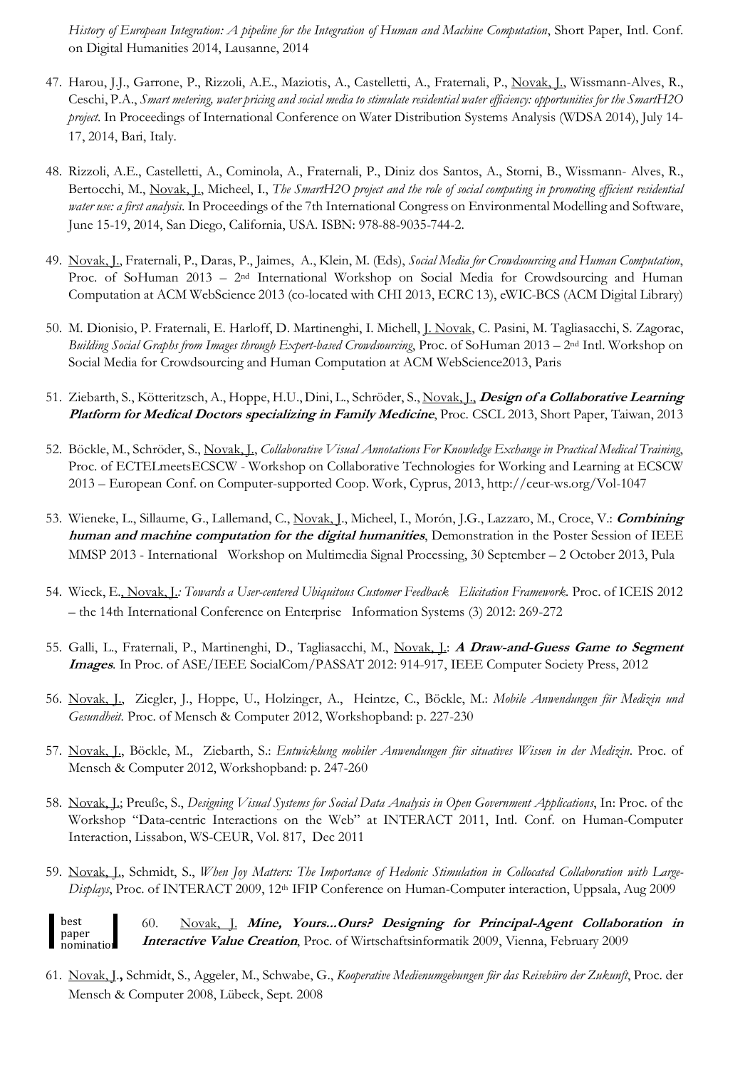*History of European Integration: A pipeline for the Integration of Human and Machine Computation*, Short Paper, Intl. Conf. on Digital Humanities 2014, Lausanne, 2014

47. Harou, J.J., Garrone, P., Rizzoli, A.E., Maziotis, A., Castelletti, A., Fraternali, P., Novak, J., Wissmann-Alves, R., Ceschi, P.A., *Smart metering, water pricing and social media to stimulate residential water efficiency: opportunities for the SmartH2O project*. In Proceedings of International Conference on Water Distribution Systems Analysis (WDSA 2014), July 14-17, 2014, Bari, Italy.

48. Rizzoli, A.E., Castelletti, A., Cominola, A., Fraternali, P., Diniz dos Santos, A., Storni, B., Wissmann- Alves, R., Bertocchi, M., Novak, J., Micheel, I., *The SmartH2O project and the role of social computing in promoting efficient residential water use: a first analysis*. In Proceedings of the 7th International Congress on Environmental Modelling and Software, June 15-19, 2014, San Diego, California, USA. ISBN: 978-88-9035-744-2.

49. Novak, J., Fraternali, P., Daras, P., Jaimes, A., Klein, M. (Eds), *Social Media for Crowdsourcing and Human Computation*, Proc. of SoHuman 2013 – 2nd International Workshop on Social Media for Crowdsourcing and Human Computation at ACM WebScience 2013 (co-located with CHI 2013, ECRC 13), eWIC-BCS (ACM Digital Library)

50. M. Dionisio, P. Fraternali, E. Harloff, D. Martinenghi, I. Michell, J. Novak, C. Pasini, M. Tagliasacchi, S. Zagorac, *Building Social Graphs from Images through Expert-based Crowdsourcing*, Proc. of SoHuman 2013 – 2nd Intl. Workshop on Social Media for Crowdsourcing and Human Computation at ACM WebScience2013, Paris

51. Ziebarth, S., Kötteritzsch, A., Hoppe, H.U., Dini, L., Schröder, S., Novak, J., ***Design of a Collaborative Learning Platform for Medical Doctors specializing in Family Medicine***, Proc. CSCL 2013, Short Paper, Taiwan, 2013

52. Böckle, M., Schröder, S., Novak, J., *Collaborative Visual Annotations For Knowledge Exchange in Practical Medical Training*, Proc. of ECTELmeetsECSCW - Workshop on Collaborative Technologies for Working and Learning at ECSCW 2013 – European Conf. on Computer-supported Coop. Work, Cyprus, 2013, http://ceur-ws.org/Vol-1047

53. Wieneke, L., Sillaume, G., Lallemand, C., Novak, J., Micheel, I., Morón, J.G., Lazzaro, M., Croce, V.: ***Combining human and machine computation for the digital humanities***, Demonstration in the Poster Session of IEEE MMSP 2013 - International Workshop on Multimedia Signal Processing, 30 September – 2 October 2013, Pula

54. Wieck, E., Novak, J.: *Towards a User-centered Ubiquitous Customer Feedback Elicitation Framework*. Proc. of ICEIS 2012 – the 14th International Conference on Enterprise Information Systems (3) 2012: 269-272

55. Galli, L., Fraternali, P., Martinenghi, D., Tagliasacchi, M., Novak, J.: ***A Draw-and-Guess Game to Segment Images***. In Proc. of ASE/IEEE SocialCom/PASSAT 2012: 914-917, IEEE Computer Society Press, 2012

56. Novak, J., Ziegler, J., Hoppe, U., Holzinger, A., Heintze, C., Böckle, M.: *Mobile Anwendungen für Medizin und Gesundheit*. Proc. of Mensch & Computer 2012, Workshopband: p. 227-230

57. Novak, J., Böckle, M., Ziebarth, S.: *Entwicklung mobiler Anwendungen für situatives Wissen in der Medizin*. Proc. of Mensch & Computer 2012, Workshopband: p. 247-260

58. Novak, J.; Preuße, S., *Designing Visual Systems for Social Data Analysis in Open Government Applications*, In: Proc. of the Workshop "Data-centric Interactions on the Web" at INTERACT 2011, Intl. Conf. on Human-Computer Interaction, Lissabon, WS-CEUR, Vol. 817, Dec 2011

59. Novak, J., Schmidt, S., *When Joy Matters: The Importance of Hedonic Stimulation in Collocated Collaboration with Large-Displays*, Proc. of INTERACT 2009, 12th IFIP Conference on Human-Computer interaction, Uppsala, Aug 2009

60. Novak, J. ***Mine, Yours...Ours? Designing for Principal-Agent Collaboration in Interactive Value Creation***, Proc. of Wirtschaftsinformatik 2009, Vienna, February 2009 (best paper nomination)

61. Novak, J., Schmidt, S., Aggeler, M., Schwabe, G., *Kooperative Medienumgebungen für das Reisebüro der Zukunft*, Proc. der Mensch & Computer 2008, Lübeck, Sept. 2008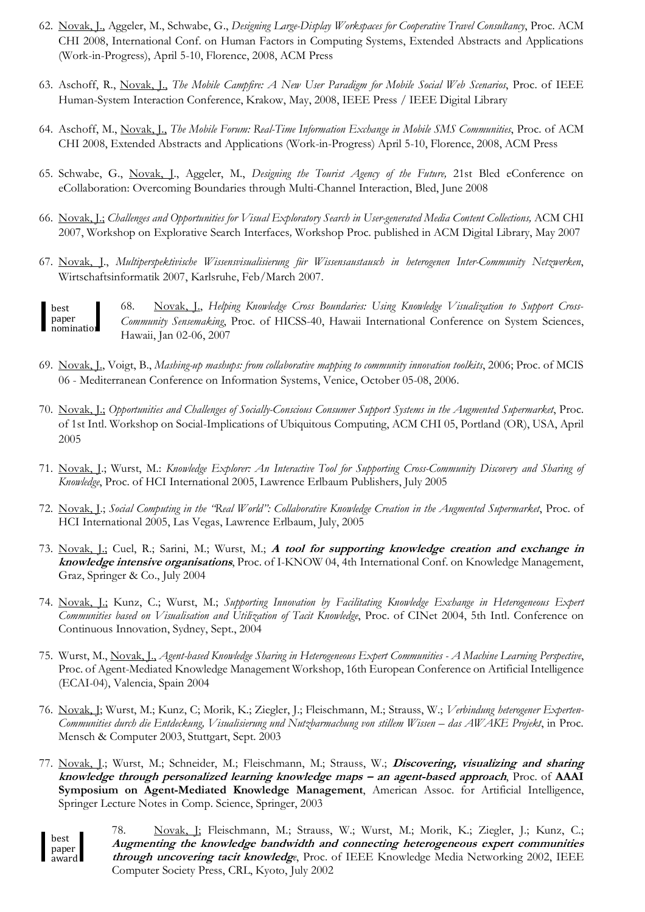62. Novak, J., Aggeler, M., Schwabe, G., *Designing Large-Display Workspaces for Cooperative Travel Consultancy*, Proc. ACM CHI 2008, International Conf. on Human Factors in Computing Systems, Extended Abstracts and Applications (Work-in-Progress), April 5-10, Florence, 2008, ACM Press

63. Aschoff, R., Novak, J., *The Mobile Campfire: A New User Paradigm for Mobile Social Web Scenarios*, Proc. of IEEE Human-System Interaction Conference, Krakow, May, 2008, IEEE Press / IEEE Digital Library

64. Aschoff, M., Novak, J., *The Mobile Forum: Real-Time Information Exchange in Mobile SMS Communities*, Proc. of ACM CHI 2008, Extended Abstracts and Applications (Work-in-Progress) April 5-10, Florence, 2008, ACM Press

65. Schwabe, G., Novak, J., Aggeler, M., *Designing the Tourist Agency of the Future,* 21st Bled eConference on eCollaboration: Overcoming Boundaries through Multi-Channel Interaction, Bled, June 2008

66. Novak, J.; *Challenges and Opportunities for Visual Exploratory Search in User-generated Media Content Collections,* ACM CHI 2007, Workshop on Explorative Search Interfaces*,* Workshop Proc. published in ACM Digital Library, May 2007

67. Novak, J., *Multiperspektivische Wissensvisualisierung für Wissensaustausch in heterogenen Inter-Community Netzwerken*, Wirtschaftsinformatik 2007, Karlsruhe, Feb/March 2007.

best paper nomination

68. Novak, J., *Helping Knowledge Cross Boundaries: Using Knowledge Visualization to Support Cross-Community Sensemaking*, Proc. of HICSS-40, Hawaii International Conference on System Sciences, Hawaii, Jan 02-06, 2007

69. Novak, J., Voigt, B., *Mashing-up mashups: from collaborative mapping to community innovation toolkits*, 2006; Proc. of MCIS 06 - Mediterranean Conference on Information Systems, Venice, October 05-08, 2006.

70. Novak, J.; *Opportunities and Challenges of Socially-Conscious Consumer Support Systems in the Augmented Supermarket*, Proc. of 1st Intl. Workshop on Social-Implications of Ubiquitous Computing, ACM CHI 05, Portland (OR), USA, April 2005

71. Novak, J.; Wurst, M.: *Knowledge Explorer: An Interactive Tool for Supporting Cross-Community Discovery and Sharing of Knowledge*, Proc. of HCI International 2005, Lawrence Erlbaum Publishers, July 2005

72. Novak, J.; *Social Computing in the "Real World": Collaborative Knowledge Creation in the Augmented Supermarket*, Proc. of HCI International 2005, Las Vegas, Lawrence Erlbaum, July, 2005

73. Novak, J.; Cuel, R.; Sarini, M.; Wurst, M.; ***A tool for supporting knowledge creation and exchange in knowledge intensive organisations***, Proc. of I-KNOW 04, 4th International Conf. on Knowledge Management, Graz, Springer & Co., July 2004

74. Novak, J.; Kunz, C.; Wurst, M.; *Supporting Innovation by Facilitating Knowledge Exchange in Heterogeneous Expert Communities based on Visualisation and Utilization of Tacit Knowledge*, Proc. of CINet 2004, 5th Intl. Conference on Continuous Innovation, Sydney, Sept., 2004

75. Wurst, M., Novak, J., *Agent-based Knowledge Sharing in Heterogeneous Expert Communities - A Machine Learning Perspective*, Proc. of Agent-Mediated Knowledge Management Workshop, 16th European Conference on Artificial Intelligence (ECAI-04), Valencia, Spain 2004

76. Novak, J; Wurst, M.; Kunz, C; Morik, K.; Ziegler, J.; Fleischmann, M.; Strauss, W.; *Verbindung heterogener Experten-Communities durch die Entdeckung, Visualisierung und Nutzbarmachung von stillem Wissen – das AWAKE Projekt*, in Proc. Mensch & Computer 2003, Stuttgart, Sept. 2003

77. Novak, J.; Wurst, M.; Schneider, M.; Fleischmann, M.; Strauss, W.; ***Discovering, visualizing and sharing knowledge through personalized learning knowledge maps – an agent-based approach***, Proc. of **AAAI Symposium on Agent-Mediated Knowledge Management**, American Assoc. for Artificial Intelligence, Springer Lecture Notes in Comp. Science, Springer, 2003

best paper award

78. Novak, J; Fleischmann, M.; Strauss, W.; Wurst, M.; Morik, K.; Ziegler, J.; Kunz, C.; ***Augmenting the knowledge bandwidth and connecting heterogeneous expert communities through uncovering tacit knowledge***, Proc. of IEEE Knowledge Media Networking 2002, IEEE Computer Society Press, CRL, Kyoto, July 2002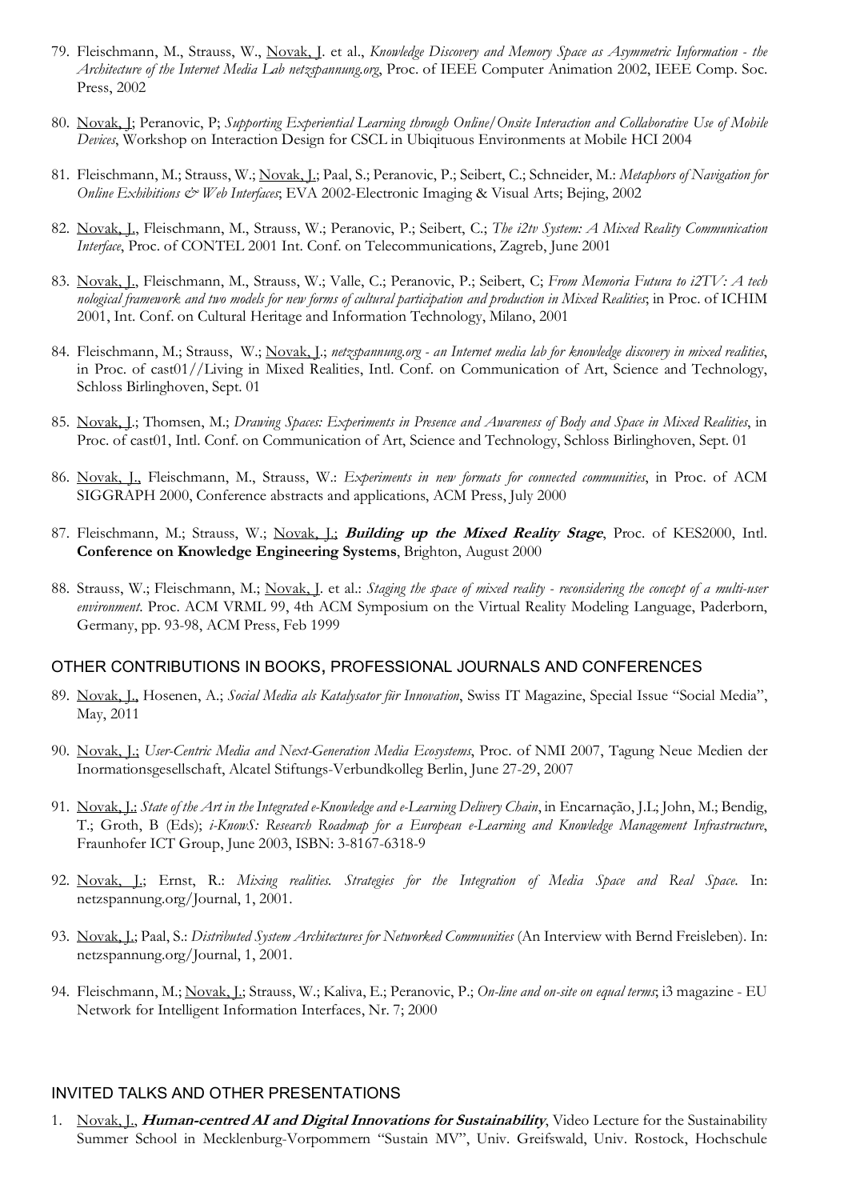79. Fleischmann, M., Strauss, W., Novak, J. et al., *Knowledge Discovery and Memory Space as Asymmetric Information - the Architecture of the Internet Media Lab netzspannung.org*, Proc. of IEEE Computer Animation 2002, IEEE Comp. Soc. Press, 2002

80. Novak, J; Peranovic, P; *Supporting Experiential Learning through Online/Onsite Interaction and Collaborative Use of Mobile Devices*, Workshop on Interaction Design for CSCL in Ubiqituous Environments at Mobile HCI 2004

81. Fleischmann, M.; Strauss, W.; Novak, J.; Paal, S.; Peranovic, P.; Seibert, C.; Schneider, M.: *Metaphors of Navigation for Online Exhibitions & Web Interfaces*; EVA 2002-Electronic Imaging & Visual Arts; Bejing, 2002

82. Novak, J., Fleischmann, M., Strauss, W.; Peranovic, P.; Seibert, C.; *The i2tv System: A Mixed Reality Communication Interface*, Proc. of CONTEL 2001 Int. Conf. on Telecommunications, Zagreb, June 2001

83. Novak, J., Fleischmann, M., Strauss, W.; Valle, C.; Peranovic, P.; Seibert, C; *From Memoria Futura to i2TV: A tech nological framework and two models for new forms of cultural participation and production in Mixed Realities*; in Proc. of ICHIM 2001, Int. Conf. on Cultural Heritage and Information Technology, Milano, 2001

84. Fleischmann, M.; Strauss, W.; Novak, J.; *netzspannung.org - an Internet media lab for knowledge discovery in mixed realities*, in Proc. of cast01//Living in Mixed Realities, Intl. Conf. on Communication of Art, Science and Technology, Schloss Birlinghoven, Sept. 01

85. Novak, J.; Thomsen, M.; *Drawing Spaces: Experiments in Presence and Awareness of Body and Space in Mixed Realities*, in Proc. of cast01, Intl. Conf. on Communication of Art, Science and Technology, Schloss Birlinghoven, Sept. 01

86. Novak, J., Fleischmann, M., Strauss, W.: *Experiments in new formats for connected communities*, in Proc. of ACM SIGGRAPH 2000, Conference abstracts and applications, ACM Press, July 2000

87. Fleischmann, M.; Strauss, W.; Novak, J.; ***Building up the Mixed Reality Stage***, Proc. of KES2000, Intl. **Conference on Knowledge Engineering Systems**, Brighton, August 2000

88. Strauss, W.; Fleischmann, M.; Novak, J. et al.: *Staging the space of mixed reality - reconsidering the concept of a multi-user environment*. Proc. ACM VRML 99, 4th ACM Symposium on the Virtual Reality Modeling Language, Paderborn, Germany, pp. 93-98, ACM Press, Feb 1999

## OTHER CONTRIBUTIONS IN BOOKS, PROFESSIONAL JOURNALS AND CONFERENCES

89. Novak, J., Hosenen, A.; *Social Media als Katalysator für Innovation*, Swiss IT Magazine, Special Issue "Social Media", May, 2011

90. Novak, J.; *User-Centric Media and Next-Generation Media Ecosystems*, Proc. of NMI 2007, Tagung Neue Medien der Inormationsgesellschaft, Alcatel Stiftungs-Verbundkolleg Berlin, June 27-29, 2007

91. Novak, J.: *State of the Art in the Integrated e-Knowledge and e-Learning Delivery Chain*, in Encarnação, J.L; John, M.; Bendig, T.; Groth, B (Eds); *i-KnowS: Research Roadmap for a European e-Learning and Knowledge Management Infrastructure*, Fraunhofer ICT Group, June 2003, ISBN: 3-8167-6318-9

92. Novak, J.; Ernst, R.: *Mixing realities. Strategies for the Integration of Media Space and Real Space.* In: netzspannung.org/Journal, 1, 2001.

93. Novak, J.; Paal, S.: *Distributed System Architectures for Networked Communities* (An Interview with Bernd Freisleben). In: netzspannung.org/Journal, 1, 2001.

94. Fleischmann, M.; Novak, J.; Strauss, W.; Kaliva, E.; Peranovic, P.; *On-line and on-site on equal terms*; i3 magazine - EU Network for Intelligent Information Interfaces, Nr. 7; 2000

## INVITED TALKS AND OTHER PRESENTATIONS

1. Novak, J., ***Human-centred AI and Digital Innovations for Sustainability***, Video Lecture for the Sustainability Summer School in Mecklenburg-Vorpommern "Sustain MV", Univ. Greifswald, Univ. Rostock, Hochschule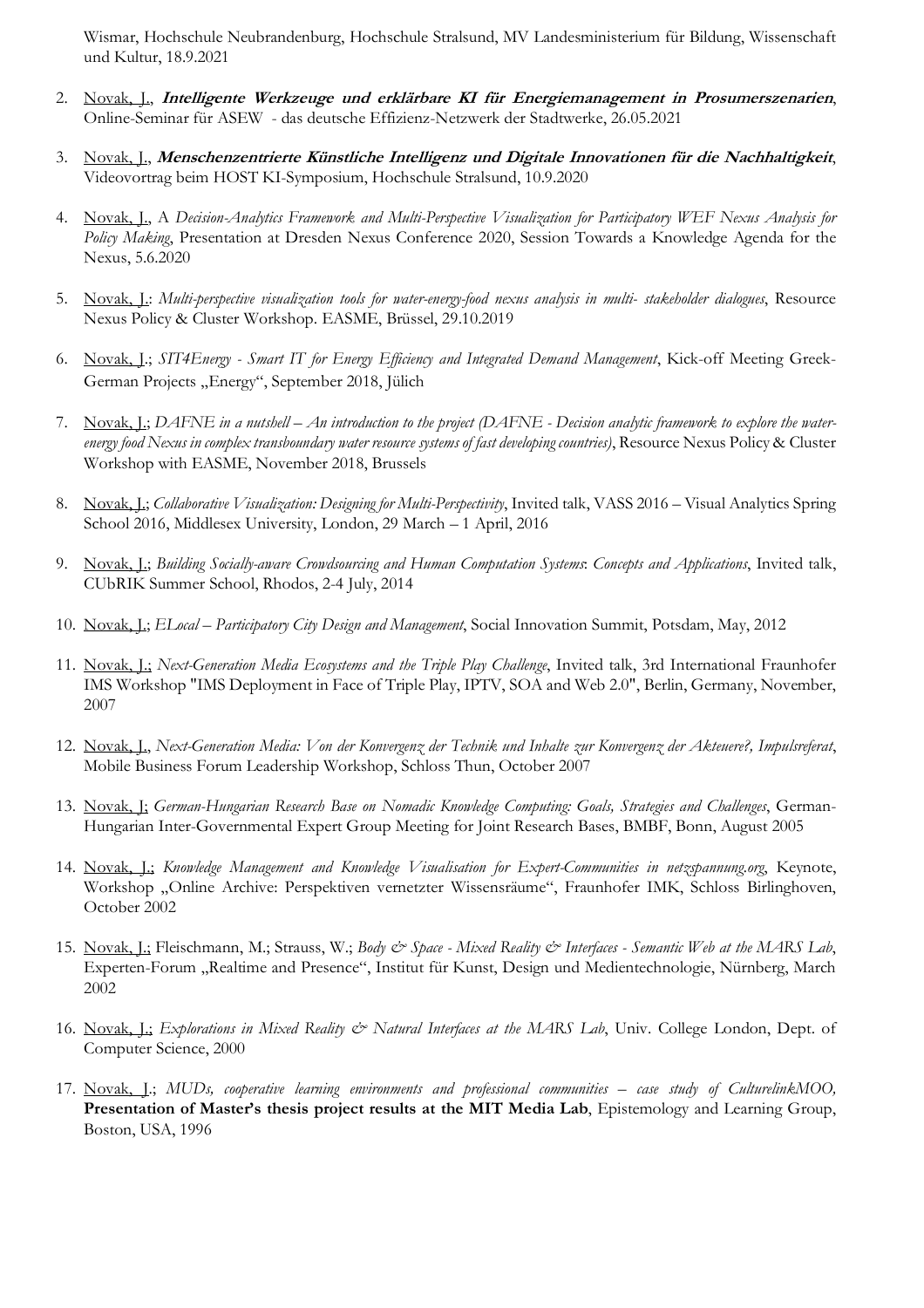Wismar, Hochschule Neubrandenburg, Hochschule Stralsund, MV Landesministerium für Bildung, Wissenschaft und Kultur, 18.9.2021

2. Novak, J., ***Intelligente Werkzeuge und erklärbare KI für Energiemanagement in Prosumerszenarien***, Online-Seminar für ASEW - das deutsche Effizienz-Netzwerk der Stadtwerke, 26.05.2021

3. Novak, J., ***Menschenzentrierte Künstliche Intelligenz und Digitale Innovationen für die Nachhaltigkeit***, Videovortrag beim HOST KI-Symposium, Hochschule Stralsund, 10.9.2020

4. Novak, J., A *Decision-Analytics Framework and Multi-Perspective Visualization for Participatory WEF Nexus Analysis for Policy Making*, Presentation at Dresden Nexus Conference 2020, Session Towards a Knowledge Agenda for the Nexus, 5.6.2020

5. Novak, J.: *Multi-perspective visualization tools for water-energy-food nexus analysis in multi- stakeholder dialogues*, Resource Nexus Policy & Cluster Workshop. EASME, Brüssel, 29.10.2019

6. Novak, J.; *SIT4Energy - Smart IT for Energy Efficiency and Integrated Demand Management*, Kick-off Meeting Greek-German Projects „Energy", September 2018, Jülich

7. Novak, J.; *DAFNE in a nutshell – An introduction to the project (DAFNE - Decision analytic framework to explore the water-energy food Nexus in complex transboundary water resource systems of fast developing countries)*, Resource Nexus Policy & Cluster Workshop with EASME, November 2018, Brussels

8. Novak, J.; *Collaborative Visualization: Designing for Multi-Perspectivity*, Invited talk, VASS 2016 – Visual Analytics Spring School 2016, Middlesex University, London, 29 March – 1 April, 2016

9. Novak, J.; *Building Socially-aware Crowdsourcing and Human Computation Systems: Concepts and Applications*, Invited talk, CUbRIK Summer School, Rhodos, 2-4 July, 2014

10. Novak, J.; *ELocal – Participatory City Design and Management*, Social Innovation Summit, Potsdam, May, 2012

11. Novak, J.; *Next-Generation Media Ecosystems and the Triple Play Challenge*, Invited talk, 3rd International Fraunhofer IMS Workshop "IMS Deployment in Face of Triple Play, IPTV, SOA and Web 2.0", Berlin, Germany, November, 2007

12. Novak, J., *Next-Generation Media: Von der Konvergenz der Technik und Inhalte zur Konvergenz der Akteuere?, Impulsreferat*, Mobile Business Forum Leadership Workshop, Schloss Thun, October 2007

13. Novak, J; *German-Hungarian Research Base on Nomadic Knowledge Computing: Goals, Strategies and Challenges*, German-Hungarian Inter-Governmental Expert Group Meeting for Joint Research Bases, BMBF, Bonn, August 2005

14. Novak, J.; *Knowledge Management and Knowledge Visualisation for Expert-Communities in netzspannung.org*, Keynote, Workshop „Online Archive: Perspektiven vernetzter Wissensräume", Fraunhofer IMK, Schloss Birlinghoven, October 2002

15. Novak, J.; Fleischmann, M.; Strauss, W.; *Body & Space - Mixed Reality & Interfaces - Semantic Web at the MARS Lab*, Experten-Forum „Realtime and Presence", Institut für Kunst, Design und Medientechnologie, Nürnberg, March 2002

16. Novak, J.; *Explorations in Mixed Reality & Natural Interfaces at the MARS Lab*, Univ. College London, Dept. of Computer Science, 2000

17. Novak, J.; *MUDs, cooperative learning environments and professional communities – case study of CulturelinkMOO,* **Presentation of Master's thesis project results at the MIT Media Lab**, Epistemology and Learning Group, Boston, USA, 1996